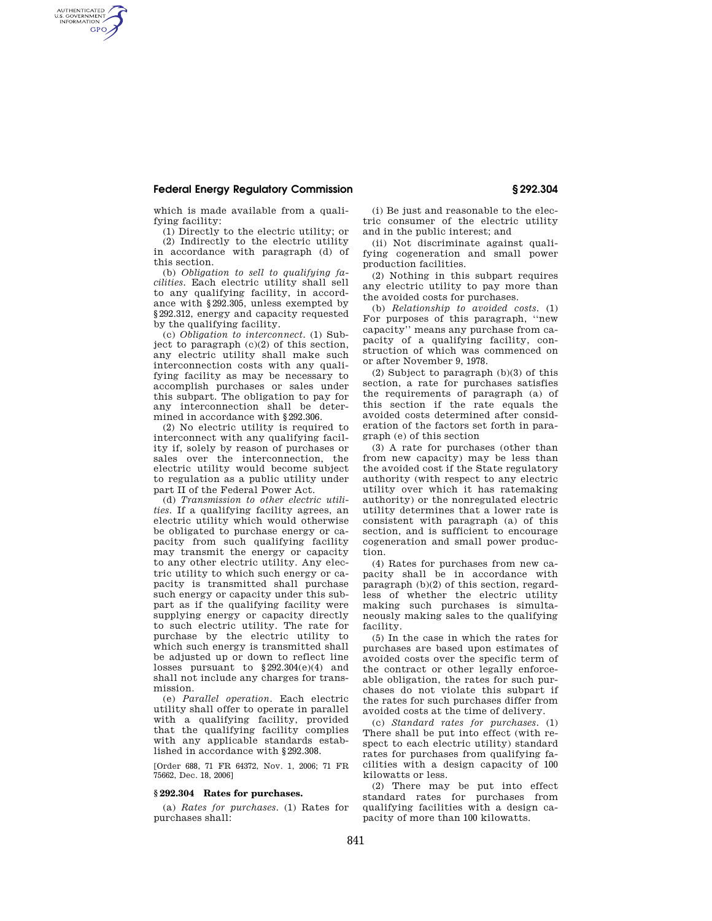which is made available from a qualifying facility:

(1) Directly to the electric utility; or

(2) Indirectly to the electric utility in accordance with paragraph (d) of this section.

(b) *Obligation to sell to qualifying facilities.* Each electric utility shall sell to any qualifying facility, in accordance with §292.305, unless exempted by §292.312, energy and capacity requested by the qualifying facility.

(c) *Obligation to interconnect.* (1) Subject to paragraph (c)(2) of this section, any electric utility shall make such interconnection costs with any qualifying facility as may be necessary to accomplish purchases or sales under this subpart. The obligation to pay for any interconnection shall be determined in accordance with §292.306.

(2) No electric utility is required to interconnect with any qualifying facility if, solely by reason of purchases or sales over the interconnection, the electric utility would become subject to regulation as a public utility under part II of the Federal Power Act.

(d) *Transmission to other electric utilities.* If a qualifying facility agrees, an electric utility which would otherwise be obligated to purchase energy or capacity from such qualifying facility may transmit the energy or capacity to any other electric utility. Any electric utility to which such energy or capacity is transmitted shall purchase such energy or capacity under this subpart as if the qualifying facility were supplying energy or capacity directly to such electric utility. The rate for purchase by the electric utility to which such energy is transmitted shall be adjusted up or down to reflect line losses pursuant to §292.304(e)(4) and shall not include any charges for transmission.

(e) *Parallel operation.* Each electric utility shall offer to operate in parallel with a qualifying facility, provided that the qualifying facility complies with any applicable standards established in accordance with §292.308.

[Order 688, 71 FR 64372, Nov. 1, 2006; 71 FR 75662, Dec. 18, 2006]

## § 292.304 Rates for purchases.

(a) *Rates for purchases.* (1) Rates for purchases shall:

(i) Be just and reasonable to the electric consumer of the electric utility and in the public interest; and

(ii) Not discriminate against qualifying cogeneration and small power production facilities.

(2) Nothing in this subpart requires any electric utility to pay more than the avoided costs for purchases.

(b) *Relationship to avoided costs.* (1) For purposes of this paragraph, "new capacity" means any purchase from capacity of a qualifying facility, construction of which was commenced on or after November 9, 1978.

(2) Subject to paragraph (b)(3) of this section, a rate for purchases satisfies the requirements of paragraph (a) of this section if the rate equals the avoided costs determined after consideration of the factors set forth in paragraph (e) of this section

(3) A rate for purchases (other than from new capacity) may be less than the avoided cost if the State regulatory authority (with respect to any electric utility over which it has ratemaking authority) or the nonregulated electric utility determines that a lower rate is consistent with paragraph (a) of this section, and is sufficient to encourage cogeneration and small power production.

(4) Rates for purchases from new capacity shall be in accordance with paragraph (b)(2) of this section, regardless of whether the electric utility making such purchases is simultaneously making sales to the qualifying facility.

(5) In the case in which the rates for purchases are based upon estimates of avoided costs over the specific term of the contract or other legally enforceable obligation, the rates for such purchases do not violate this subpart if the rates for such purchases differ from avoided costs at the time of delivery.

(c) *Standard rates for purchases.* (1) There shall be put into effect (with respect to each electric utility) standard rates for purchases from qualifying facilities with a design capacity of 100 kilowatts or less.

(2) There may be put into effect standard rates for purchases from qualifying facilities with a design capacity of more than 100 kilowatts.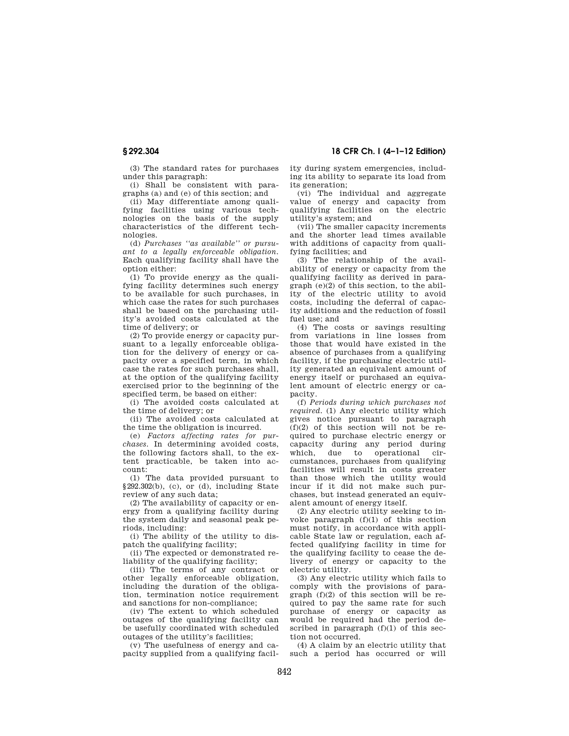(3) The standard rates for purchases under this paragraph:

(i) Shall be consistent with paragraphs (a) and (e) of this section; and

(ii) May differentiate among qualifying facilities using various technologies on the basis of the supply characteristics of the different technologies.

(d) *Purchases "as available" or pursuant to a legally enforceable obligation.* Each qualifying facility shall have the option either:

(1) To provide energy as the qualifying facility determines such energy to be available for such purchases, in which case the rates for such purchases shall be based on the purchasing utility's avoided costs calculated at the time of delivery; or

(2) To provide energy or capacity pursuant to a legally enforceable obligation for the delivery of energy or capacity over a specified term, in which case the rates for such purchases shall, at the option of the qualifying facility exercised prior to the beginning of the specified term, be based on either:

(i) The avoided costs calculated at the time of delivery; or

(ii) The avoided costs calculated at the time the obligation is incurred.

(e) *Factors affecting rates for purchases.* In determining avoided costs, the following factors shall, to the extent practicable, be taken into account:

(1) The data provided pursuant to §292.302(b), (c), or (d), including State review of any such data;

(2) The availability of capacity or energy from a qualifying facility during the system daily and seasonal peak periods, including:

(i) The ability of the utility to dispatch the qualifying facility;

(ii) The expected or demonstrated reliability of the qualifying facility;

(iii) The terms of any contract or other legally enforceable obligation, including the duration of the obligation, termination notice requirement and sanctions for non-compliance;

(iv) The extent to which scheduled outages of the qualifying facility can be usefully coordinated with scheduled outages of the utility's facilities;

(v) The usefulness of energy and capacity supplied from a qualifying facility during system emergencies, including its ability to separate its load from its generation;

(vi) The individual and aggregate value of energy and capacity from qualifying facilities on the electric utility's system; and

(vii) The smaller capacity increments and the shorter lead times available with additions of capacity from qualifying facilities; and

(3) The relationship of the availability of energy or capacity from the qualifying facility as derived in paragraph (e)(2) of this section, to the ability of the electric utility to avoid costs, including the deferral of capacity additions and the reduction of fossil fuel use; and

(4) The costs or savings resulting from variations in line losses from those that would have existed in the absence of purchases from a qualifying facility, if the purchasing electric utility generated an equivalent amount of energy itself or purchased an equivalent amount of electric energy or capacity.

(f) *Periods during which purchases not required.* (1) Any electric utility which gives notice pursuant to paragraph (f)(2) of this section will not be required to purchase electric energy or capacity during any period during which, due to operational circumstances, purchases from qualifying facilities will result in costs greater than those which the utility would incur if it did not make such purchases, but instead generated an equivalent amount of energy itself.

(2) Any electric utility seeking to invoke paragraph (f)(1) of this section must notify, in accordance with applicable State law or regulation, each affected qualifying facility in time for the qualifying facility to cease the delivery of energy or capacity to the electric utility.

(3) Any electric utility which fails to comply with the provisions of paragraph (f)(2) of this section will be required to pay the same rate for such purchase of energy or capacity as would be required had the period described in paragraph (f)(1) of this section not occurred.

(4) A claim by an electric utility that such a period has occurred or will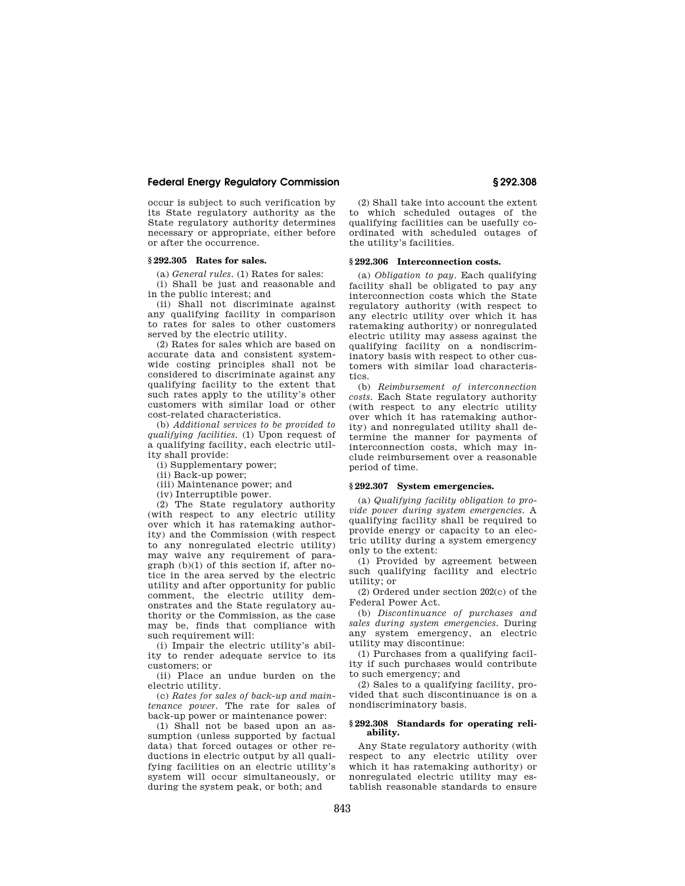occur is subject to such verification by its State regulatory authority as the State regulatory authority determines necessary or appropriate, either before or after the occurrence.

### § 292.305 Rates for sales.

(a) *General rules.* (1) Rates for sales:

(i) Shall be just and reasonable and in the public interest; and

(ii) Shall not discriminate against any qualifying facility in comparison to rates for sales to other customers served by the electric utility.

(2) Rates for sales which are based on accurate data and consistent systemwide costing principles shall not be considered to discriminate against any qualifying facility to the extent that such rates apply to the utility's other customers with similar load or other cost-related characteristics.

(b) *Additional services to be provided to qualifying facilities.* (1) Upon request of a qualifying facility, each electric utility shall provide:

(i) Supplementary power;

(ii) Back-up power;

(iii) Maintenance power; and

(iv) Interruptible power.

(2) The State regulatory authority (with respect to any electric utility over which it has ratemaking authority) and the Commission (with respect to any nonregulated electric utility) may waive any requirement of paragraph (b)(1) of this section if, after notice in the area served by the electric utility and after opportunity for public comment, the electric utility demonstrates and the State regulatory authority or the Commission, as the case may be, finds that compliance with such requirement will:

(i) Impair the electric utility's ability to render adequate service to its customers; or

(ii) Place an undue burden on the electric utility.

(c) *Rates for sales of back-up and maintenance power.* The rate for sales of back-up power or maintenance power:

(1) Shall not be based upon an assumption (unless supported by factual data) that forced outages or other reductions in electric output by all qualifying facilities on an electric utility's system will occur simultaneously, or during the system peak, or both; and

(2) Shall take into account the extent to which scheduled outages of the qualifying facilities can be usefully coordinated with scheduled outages of the utility's facilities.

### § 292.306 Interconnection costs.

(a) *Obligation to pay.* Each qualifying facility shall be obligated to pay any interconnection costs which the State regulatory authority (with respect to any electric utility over which it has ratemaking authority) or nonregulated electric utility may assess against the qualifying facility on a nondiscriminatory basis with respect to other customers with similar load characteristics.

(b) *Reimbursement of interconnection costs.* Each State regulatory authority (with respect to any electric utility over which it has ratemaking authority) and nonregulated utility shall determine the manner for payments of interconnection costs, which may include reimbursement over a reasonable period of time.

### § 292.307 System emergencies.

(a) *Qualifying facility obligation to provide power during system emergencies.* A qualifying facility shall be required to provide energy or capacity to an electric utility during a system emergency only to the extent:

(1) Provided by agreement between such qualifying facility and electric utility; or

(2) Ordered under section 202(c) of the Federal Power Act.

(b) *Discontinuance of purchases and sales during system emergencies.* During any system emergency, an electric utility may discontinue:

(1) Purchases from a qualifying facility if such purchases would contribute to such emergency; and

(2) Sales to a qualifying facility, provided that such discontinuance is on a nondiscriminatory basis.

### § 292.308 Standards for operating reliability.

Any State regulatory authority (with respect to any electric utility over which it has ratemaking authority) or nonregulated electric utility may establish reasonable standards to ensure